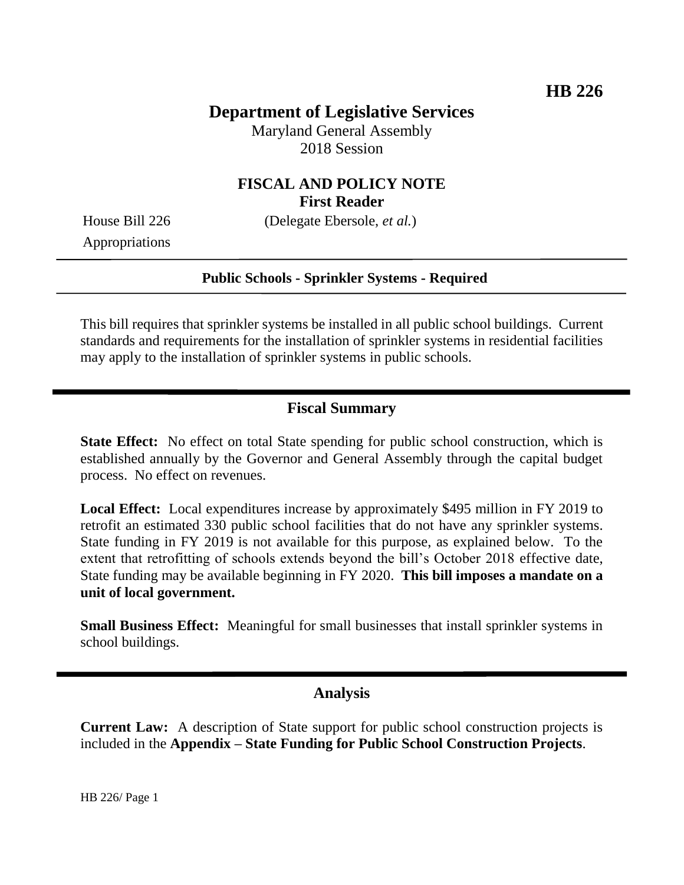**HB 226**

# Department of Legislative Services

Maryland General Assembly
2018 Session

## FISCAL AND POLICY NOTE
**First Reader**

House Bill 226 (Delegate Ebersole, *et al.*)
Appropriations

**Public Schools - Sprinkler Systems - Required**

This bill requires that sprinkler systems be installed in all public school buildings. Current standards and requirements for the installation of sprinkler systems in residential facilities may apply to the installation of sprinkler systems in public schools.

## Fiscal Summary

**State Effect:** No effect on total State spending for public school construction, which is established annually by the Governor and General Assembly through the capital budget process. No effect on revenues.

**Local Effect:** Local expenditures increase by approximately $495 million in FY 2019 to retrofit an estimated 330 public school facilities that do not have any sprinkler systems. State funding in FY 2019 is not available for this purpose, as explained below. To the extent that retrofitting of schools extends beyond the bill's October 2018 effective date, State funding may be available beginning in FY 2020. **This bill imposes a mandate on a unit of local government.**

**Small Business Effect:** Meaningful for small businesses that install sprinkler systems in school buildings.

## Analysis

**Current Law:** A description of State support for public school construction projects is included in the **Appendix – State Funding for Public School Construction Projects**.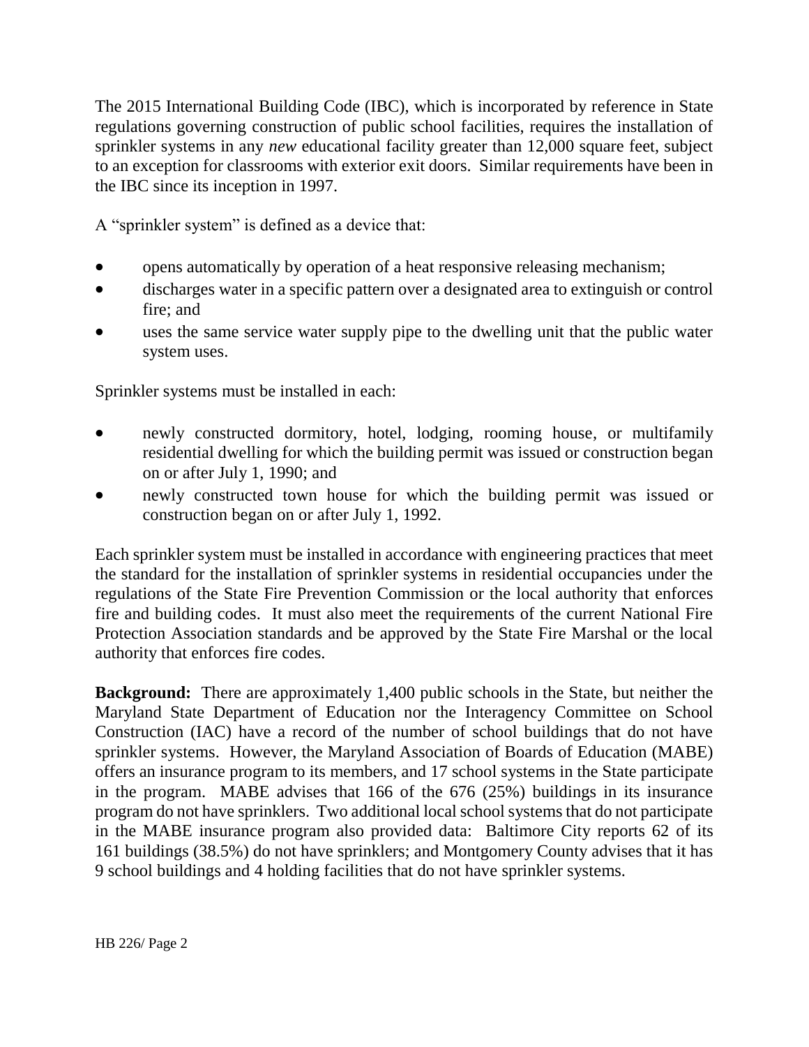The 2015 International Building Code (IBC), which is incorporated by reference in State regulations governing construction of public school facilities, requires the installation of sprinkler systems in any *new* educational facility greater than 12,000 square feet, subject to an exception for classrooms with exterior exit doors. Similar requirements have been in the IBC since its inception in 1997.

A "sprinkler system" is defined as a device that:

- opens automatically by operation of a heat responsive releasing mechanism;
- discharges water in a specific pattern over a designated area to extinguish or control fire; and
- uses the same service water supply pipe to the dwelling unit that the public water system uses.

Sprinkler systems must be installed in each:

- newly constructed dormitory, hotel, lodging, rooming house, or multifamily residential dwelling for which the building permit was issued or construction began on or after July 1, 1990; and
- newly constructed town house for which the building permit was issued or construction began on or after July 1, 1992.

Each sprinkler system must be installed in accordance with engineering practices that meet the standard for the installation of sprinkler systems in residential occupancies under the regulations of the State Fire Prevention Commission or the local authority that enforces fire and building codes. It must also meet the requirements of the current National Fire Protection Association standards and be approved by the State Fire Marshal or the local authority that enforces fire codes.

**Background:** There are approximately 1,400 public schools in the State, but neither the Maryland State Department of Education nor the Interagency Committee on School Construction (IAC) have a record of the number of school buildings that do not have sprinkler systems. However, the Maryland Association of Boards of Education (MABE) offers an insurance program to its members, and 17 school systems in the State participate in the program. MABE advises that 166 of the 676 (25%) buildings in its insurance program do not have sprinklers. Two additional local school systems that do not participate in the MABE insurance program also provided data: Baltimore City reports 62 of its 161 buildings (38.5%) do not have sprinklers; and Montgomery County advises that it has 9 school buildings and 4 holding facilities that do not have sprinkler systems.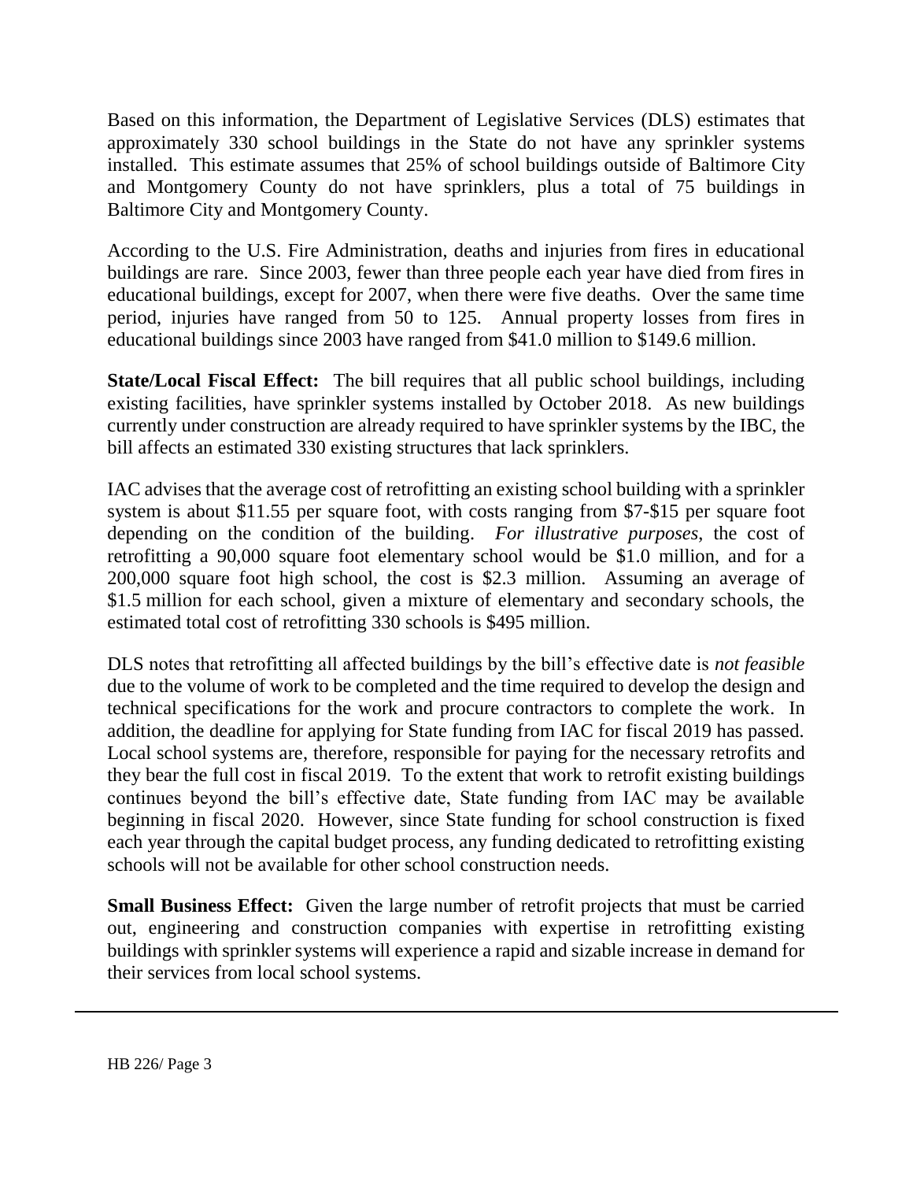Based on this information, the Department of Legislative Services (DLS) estimates that approximately 330 school buildings in the State do not have any sprinkler systems installed. This estimate assumes that 25% of school buildings outside of Baltimore City and Montgomery County do not have sprinklers, plus a total of 75 buildings in Baltimore City and Montgomery County.

According to the U.S. Fire Administration, deaths and injuries from fires in educational buildings are rare. Since 2003, fewer than three people each year have died from fires in educational buildings, except for 2007, when there were five deaths. Over the same time period, injuries have ranged from 50 to 125. Annual property losses from fires in educational buildings since 2003 have ranged from $41.0 million to $149.6 million.

**State/Local Fiscal Effect:** The bill requires that all public school buildings, including existing facilities, have sprinkler systems installed by October 2018. As new buildings currently under construction are already required to have sprinkler systems by the IBC, the bill affects an estimated 330 existing structures that lack sprinklers.

IAC advises that the average cost of retrofitting an existing school building with a sprinkler system is about $11.55 per square foot, with costs ranging from $7-$15 per square foot depending on the condition of the building. *For illustrative purposes*, the cost of retrofitting a 90,000 square foot elementary school would be $1.0 million, and for a 200,000 square foot high school, the cost is $2.3 million. Assuming an average of $1.5 million for each school, given a mixture of elementary and secondary schools, the estimated total cost of retrofitting 330 schools is $495 million.

DLS notes that retrofitting all affected buildings by the bill's effective date is *not feasible* due to the volume of work to be completed and the time required to develop the design and technical specifications for the work and procure contractors to complete the work. In addition, the deadline for applying for State funding from IAC for fiscal 2019 has passed. Local school systems are, therefore, responsible for paying for the necessary retrofits and they bear the full cost in fiscal 2019. To the extent that work to retrofit existing buildings continues beyond the bill's effective date, State funding from IAC may be available beginning in fiscal 2020. However, since State funding for school construction is fixed each year through the capital budget process, any funding dedicated to retrofitting existing schools will not be available for other school construction needs.

**Small Business Effect:** Given the large number of retrofit projects that must be carried out, engineering and construction companies with expertise in retrofitting existing buildings with sprinkler systems will experience a rapid and sizable increase in demand for their services from local school systems.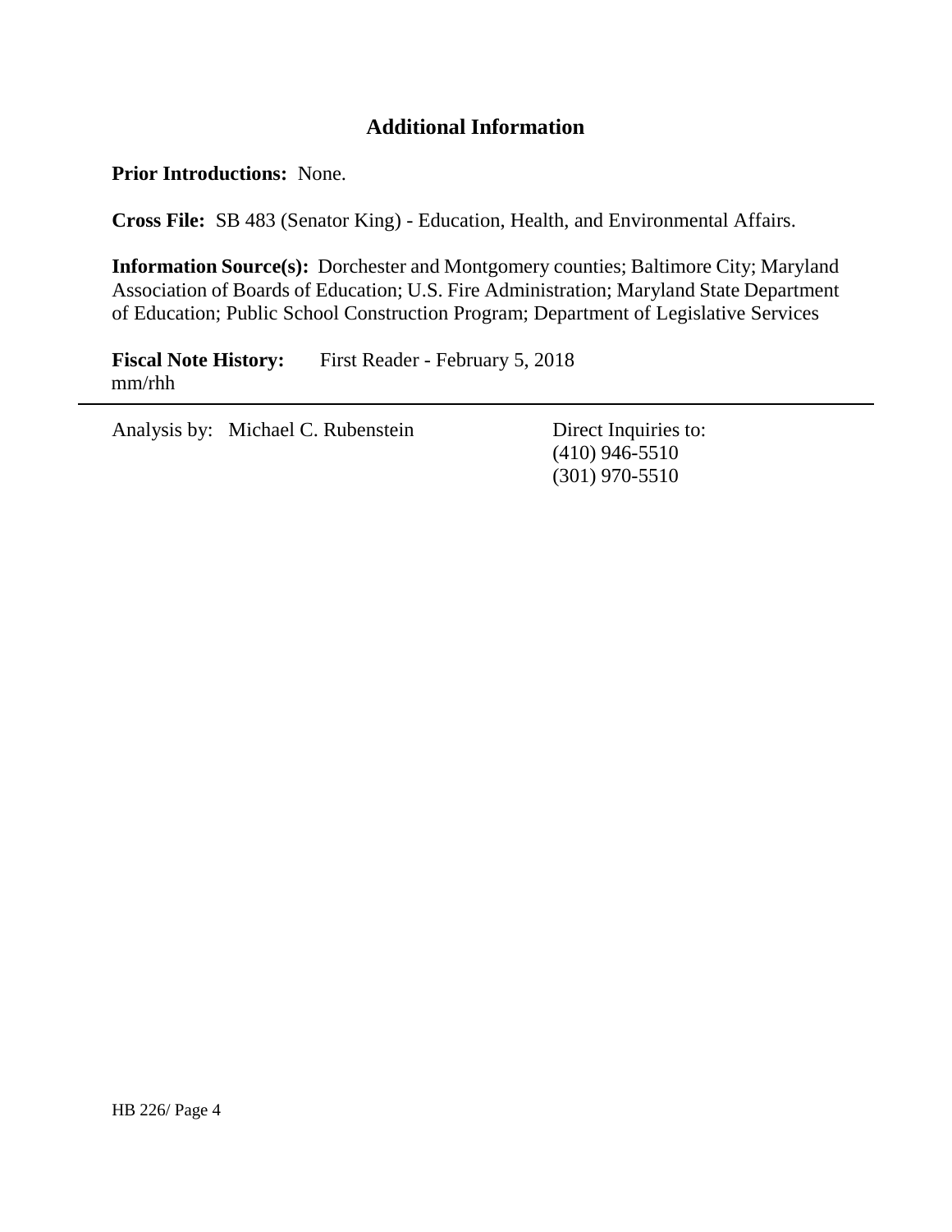## Additional Information

**Prior Introductions:** None.

**Cross File:** SB 483 (Senator King) - Education, Health, and Environmental Affairs.

**Information Source(s):** Dorchester and Montgomery counties; Baltimore City; Maryland Association of Boards of Education; U.S. Fire Administration; Maryland State Department of Education; Public School Construction Program; Department of Legislative Services

**Fiscal Note History:** First Reader - February 5, 2018
mm/rhh

---

Analysis by: Michael C. Rubenstein

Direct Inquiries to:
(410) 946-5510
(301) 970-5510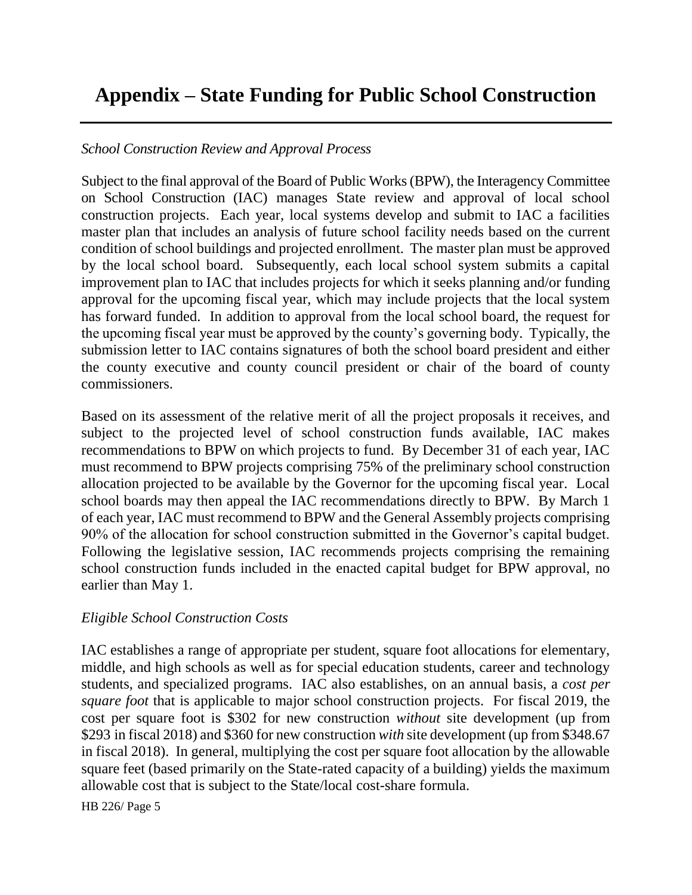# Appendix – State Funding for Public School Construction

*School Construction Review and Approval Process*

Subject to the final approval of the Board of Public Works (BPW), the Interagency Committee on School Construction (IAC) manages State review and approval of local school construction projects. Each year, local systems develop and submit to IAC a facilities master plan that includes an analysis of future school facility needs based on the current condition of school buildings and projected enrollment. The master plan must be approved by the local school board. Subsequently, each local school system submits a capital improvement plan to IAC that includes projects for which it seeks planning and/or funding approval for the upcoming fiscal year, which may include projects that the local system has forward funded. In addition to approval from the local school board, the request for the upcoming fiscal year must be approved by the county's governing body. Typically, the submission letter to IAC contains signatures of both the school board president and either the county executive and county council president or chair of the board of county commissioners.

Based on its assessment of the relative merit of all the project proposals it receives, and subject to the projected level of school construction funds available, IAC makes recommendations to BPW on which projects to fund. By December 31 of each year, IAC must recommend to BPW projects comprising 75% of the preliminary school construction allocation projected to be available by the Governor for the upcoming fiscal year. Local school boards may then appeal the IAC recommendations directly to BPW. By March 1 of each year, IAC must recommend to BPW and the General Assembly projects comprising 90% of the allocation for school construction submitted in the Governor's capital budget. Following the legislative session, IAC recommends projects comprising the remaining school construction funds included in the enacted capital budget for BPW approval, no earlier than May 1.

*Eligible School Construction Costs*

IAC establishes a range of appropriate per student, square foot allocations for elementary, middle, and high schools as well as for special education students, career and technology students, and specialized programs. IAC also establishes, on an annual basis, a *cost per square foot* that is applicable to major school construction projects. For fiscal 2019, the cost per square foot is $302 for new construction *without* site development (up from $293 in fiscal 2018) and $360 for new construction *with* site development (up from $348.67 in fiscal 2018). In general, multiplying the cost per square foot allocation by the allowable square feet (based primarily on the State-rated capacity of a building) yields the maximum allowable cost that is subject to the State/local cost-share formula.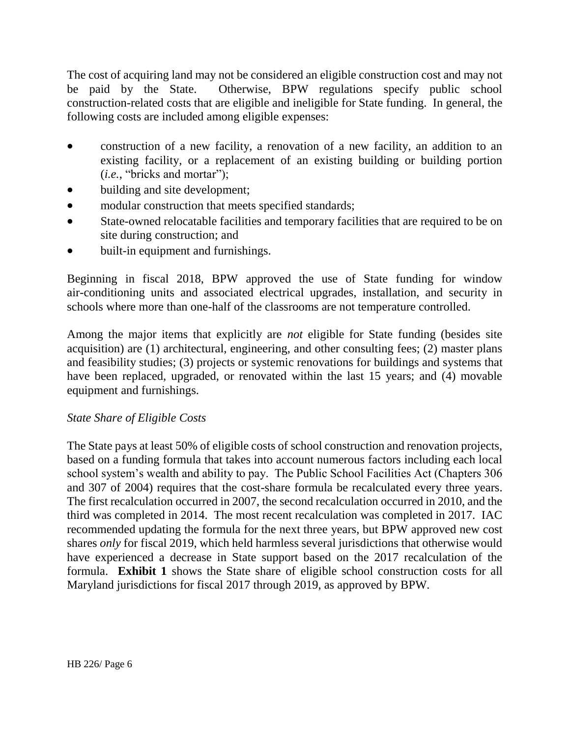The cost of acquiring land may not be considered an eligible construction cost and may not be paid by the State. Otherwise, BPW regulations specify public school construction-related costs that are eligible and ineligible for State funding. In general, the following costs are included among eligible expenses:

- construction of a new facility, a renovation of a new facility, an addition to an existing facility, or a replacement of an existing building or building portion (*i.e.*, "bricks and mortar");
- building and site development;
- modular construction that meets specified standards;
- State-owned relocatable facilities and temporary facilities that are required to be on site during construction; and
- built-in equipment and furnishings.

Beginning in fiscal 2018, BPW approved the use of State funding for window air-conditioning units and associated electrical upgrades, installation, and security in schools where more than one-half of the classrooms are not temperature controlled.

Among the major items that explicitly are *not* eligible for State funding (besides site acquisition) are (1) architectural, engineering, and other consulting fees; (2) master plans and feasibility studies; (3) projects or systemic renovations for buildings and systems that have been replaced, upgraded, or renovated within the last 15 years; and (4) movable equipment and furnishings.

*State Share of Eligible Costs*

The State pays at least 50% of eligible costs of school construction and renovation projects, based on a funding formula that takes into account numerous factors including each local school system's wealth and ability to pay. The Public School Facilities Act (Chapters 306 and 307 of 2004) requires that the cost-share formula be recalculated every three years. The first recalculation occurred in 2007, the second recalculation occurred in 2010, and the third was completed in 2014. The most recent recalculation was completed in 2017. IAC recommended updating the formula for the next three years, but BPW approved new cost shares *only* for fiscal 2019, which held harmless several jurisdictions that otherwise would have experienced a decrease in State support based on the 2017 recalculation of the formula. **Exhibit 1** shows the State share of eligible school construction costs for all Maryland jurisdictions for fiscal 2017 through 2019, as approved by BPW.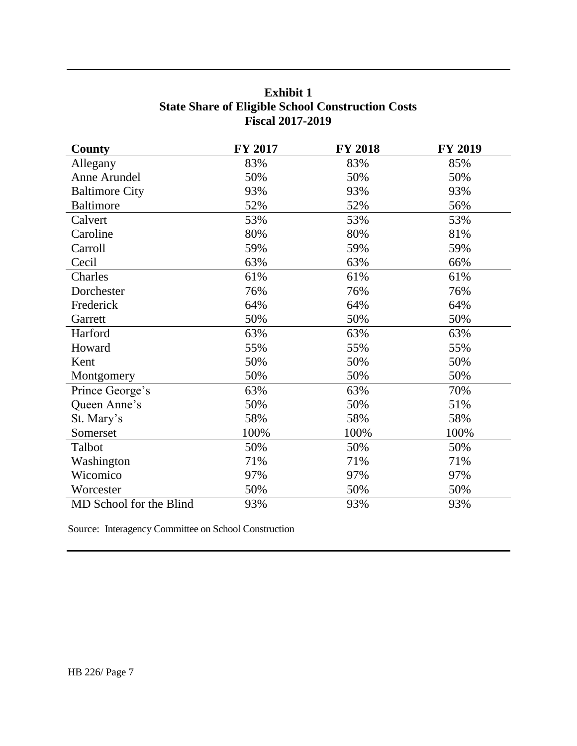**Exhibit 1**
**State Share of Eligible School Construction Costs**
**Fiscal 2017-2019**

| County | FY 2017 | FY 2018 | FY 2019 |
|---|---|---|---|
| Allegany | 83% | 83% | 85% |
| Anne Arundel | 50% | 50% | 50% |
| Baltimore City | 93% | 93% | 93% |
| Baltimore | 52% | 52% | 56% |
| Calvert | 53% | 53% | 53% |
| Caroline | 80% | 80% | 81% |
| Carroll | 59% | 59% | 59% |
| Cecil | 63% | 63% | 66% |
| Charles | 61% | 61% | 61% |
| Dorchester | 76% | 76% | 76% |
| Frederick | 64% | 64% | 64% |
| Garrett | 50% | 50% | 50% |
| Harford | 63% | 63% | 63% |
| Howard | 55% | 55% | 55% |
| Kent | 50% | 50% | 50% |
| Montgomery | 50% | 50% | 50% |
| Prince George's | 63% | 63% | 70% |
| Queen Anne's | 50% | 50% | 51% |
| St. Mary's | 58% | 58% | 58% |
| Somerset | 100% | 100% | 100% |
| Talbot | 50% | 50% | 50% |
| Washington | 71% | 71% | 71% |
| Wicomico | 97% | 97% | 97% |
| Worcester | 50% | 50% | 50% |
| MD School for the Blind | 93% | 93% | 93% |

Source: Interagency Committee on School Construction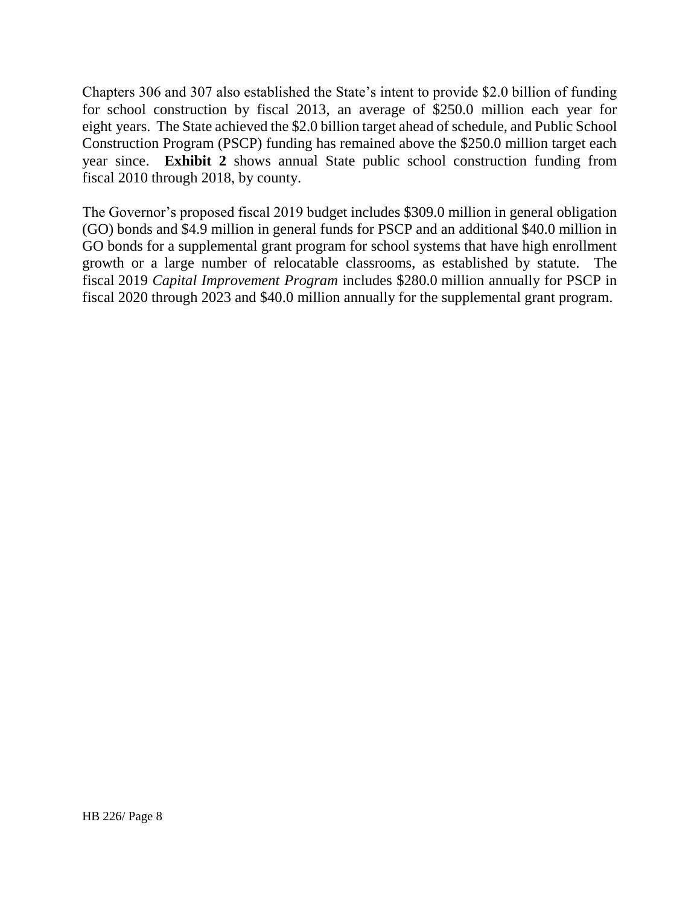Chapters 306 and 307 also established the State's intent to provide $2.0 billion of funding for school construction by fiscal 2013, an average of $250.0 million each year for eight years. The State achieved the $2.0 billion target ahead of schedule, and Public School Construction Program (PSCP) funding has remained above the $250.0 million target each year since. **Exhibit 2** shows annual State public school construction funding from fiscal 2010 through 2018, by county.

The Governor's proposed fiscal 2019 budget includes $309.0 million in general obligation (GO) bonds and $4.9 million in general funds for PSCP and an additional $40.0 million in GO bonds for a supplemental grant program for school systems that have high enrollment growth or a large number of relocatable classrooms, as established by statute. The fiscal 2019 *Capital Improvement Program* includes $280.0 million annually for PSCP in fiscal 2020 through 2023 and $40.0 million annually for the supplemental grant program.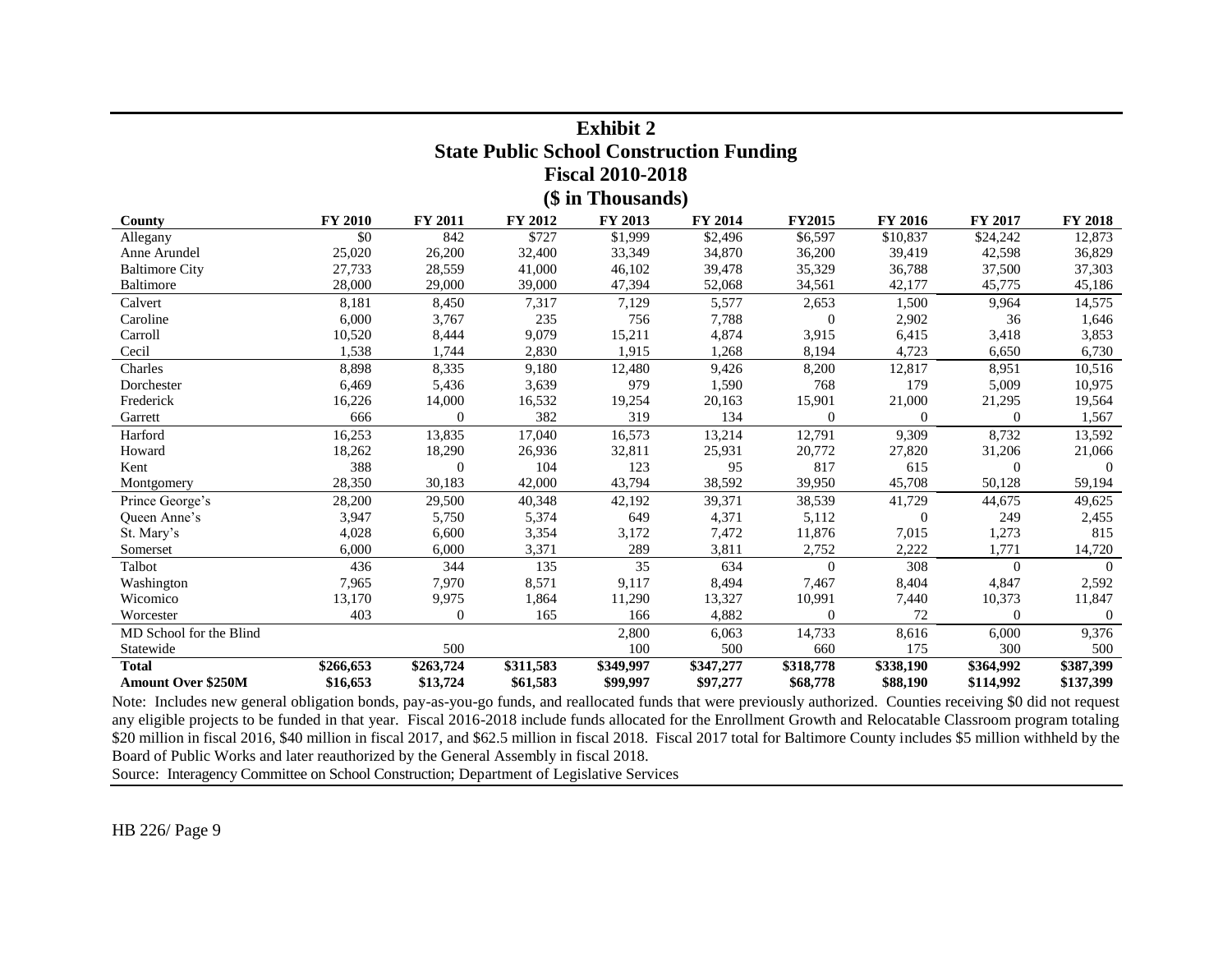## Exhibit 2
## State Public School Construction Funding
## Fiscal 2010-2018
## ($ in Thousands)

| County | FY 2010 | FY 2011 | FY 2012 | FY 2013 | FY 2014 | FY2015 | FY 2016 | FY 2017 | FY 2018 |
|---|---|---|---|---|---|---|---|---|---|
| Allegany | $0 | 842 | $727 | $1,999 | $2,496 | $6,597 | $10,837 | $24,242 | 12,873 |
| Anne Arundel | 25,020 | 26,200 | 32,400 | 33,349 | 34,870 | 36,200 | 39,419 | 42,598 | 36,829 |
| Baltimore City | 27,733 | 28,559 | 41,000 | 46,102 | 39,478 | 35,329 | 36,788 | 37,500 | 37,303 |
| Baltimore | 28,000 | 29,000 | 39,000 | 47,394 | 52,068 | 34,561 | 42,177 | 45,775 | 45,186 |
| Calvert | 8,181 | 8,450 | 7,317 | 7,129 | 5,577 | 2,653 | 1,500 | 9,964 | 14,575 |
| Caroline | 6,000 | 3,767 | 235 | 756 | 7,788 | 0 | 2,902 | 36 | 1,646 |
| Carroll | 10,520 | 8,444 | 9,079 | 15,211 | 4,874 | 3,915 | 6,415 | 3,418 | 3,853 |
| Cecil | 1,538 | 1,744 | 2,830 | 1,915 | 1,268 | 8,194 | 4,723 | 6,650 | 6,730 |
| Charles | 8,898 | 8,335 | 9,180 | 12,480 | 9,426 | 8,200 | 12,817 | 8,951 | 10,516 |
| Dorchester | 6,469 | 5,436 | 3,639 | 979 | 1,590 | 768 | 179 | 5,009 | 10,975 |
| Frederick | 16,226 | 14,000 | 16,532 | 19,254 | 20,163 | 15,901 | 21,000 | 21,295 | 19,564 |
| Garrett | 666 | 0 | 382 | 319 | 134 | 0 | 0 | 0 | 1,567 |
| Harford | 16,253 | 13,835 | 17,040 | 16,573 | 13,214 | 12,791 | 9,309 | 8,732 | 13,592 |
| Howard | 18,262 | 18,290 | 26,936 | 32,811 | 25,931 | 20,772 | 27,820 | 31,206 | 21,066 |
| Kent | 388 | 0 | 104 | 123 | 95 | 817 | 615 | 0 | 0 |
| Montgomery | 28,350 | 30,183 | 42,000 | 43,794 | 38,592 | 39,950 | 45,708 | 50,128 | 59,194 |
| Prince George's | 28,200 | 29,500 | 40,348 | 42,192 | 39,371 | 38,539 | 41,729 | 44,675 | 49,625 |
| Queen Anne's | 3,947 | 5,750 | 5,374 | 649 | 4,371 | 5,112 | 0 | 249 | 2,455 |
| St. Mary's | 4,028 | 6,600 | 3,354 | 3,172 | 7,472 | 11,876 | 7,015 | 1,273 | 815 |
| Somerset | 6,000 | 6,000 | 3,371 | 289 | 3,811 | 2,752 | 2,222 | 1,771 | 14,720 |
| Talbot | 436 | 344 | 135 | 35 | 634 | 0 | 308 | 0 | 0 |
| Washington | 7,965 | 7,970 | 8,571 | 9,117 | 8,494 | 7,467 | 8,404 | 4,847 | 2,592 |
| Wicomico | 13,170 | 9,975 | 1,864 | 11,290 | 13,327 | 10,991 | 7,440 | 10,373 | 11,847 |
| Worcester | 403 | 0 | 165 | 166 | 4,882 | 0 | 72 | 0 | 0 |
| MD School for the Blind | | | | 2,800 | 6,063 | 14,733 | 8,616 | 6,000 | 9,376 |
| Statewide | | 500 | | 100 | 500 | 660 | 175 | 300 | 500 |
| **Total** | **$266,653** | **$263,724** | **$311,583** | **$349,997** | **$347,277** | **$318,778** | **$338,190** | **$364,992** | **$387,399** |
| **Amount Over $250M** | **$16,653** | **$13,724** | **$61,583** | **$99,997** | **$97,277** | **$68,778** | **$88,190** | **$114,992** | **$137,399** |

Note: Includes new general obligation bonds, pay-as-you-go funds, and reallocated funds that were previously authorized. Counties receiving $0 did not request any eligible projects to be funded in that year. Fiscal 2016-2018 include funds allocated for the Enrollment Growth and Relocatable Classroom program totaling $20 million in fiscal 2016, $40 million in fiscal 2017, and $62.5 million in fiscal 2018. Fiscal 2017 total for Baltimore County includes $5 million withheld by the Board of Public Works and later reauthorized by the General Assembly in fiscal 2018.

Source: Interagency Committee on School Construction; Department of Legislative Services